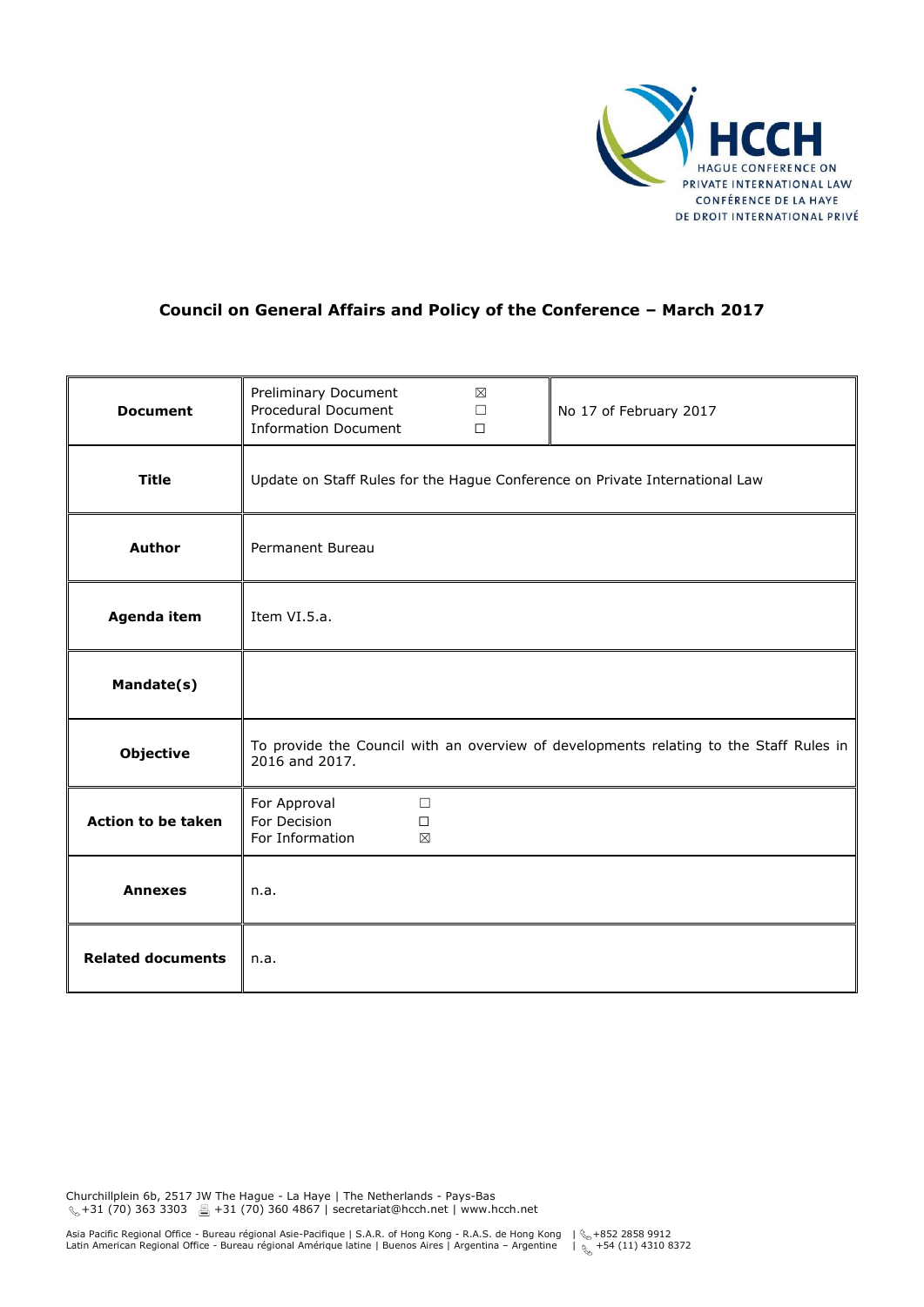HCCH
HAGUE CONFERENCE ON PRIVATE INTERNATIONAL LAW
CONFÉRENCE DE LA HAYE DE DROIT INTERNATIONAL PRIVÉ

## Council on General Affairs and Policy of the Conference – March 2017

| | | |
|---|---|---|
| **Document** | Preliminary Document ☒<br>Procedural Document ☐<br>Information Document ☐ | No 17 of February 2017 |
| **Title** | Update on Staff Rules for the Hague Conference on Private International Law | |
| **Author** | Permanent Bureau | |
| **Agenda item** | Item VI.5.a. | |
| **Mandate(s)** | | |
| **Objective** | To provide the Council with an overview of developments relating to the Staff Rules in 2016 and 2017. | |
| **Action to be taken** | For Approval ☐<br>For Decision ☐<br>For Information ☒ | |
| **Annexes** | n.a. | |
| **Related documents** | n.a. | |

Churchillplein 6b, 2517 JW The Hague - La Haye | The Netherlands - Pays-Bas
+31 (70) 363 3303 | +31 (70) 360 4867 | secretariat@hcch.net | www.hcch.net

Asia Pacific Regional Office - Bureau régional Asie-Pacifique | S.A.R. of Hong Kong - R.A.S. de Hong Kong | +852 2858 9912
Latin American Regional Office - Bureau régional Amérique latine | Buenos Aires | Argentina – Argentine | +54 (11) 4310 8372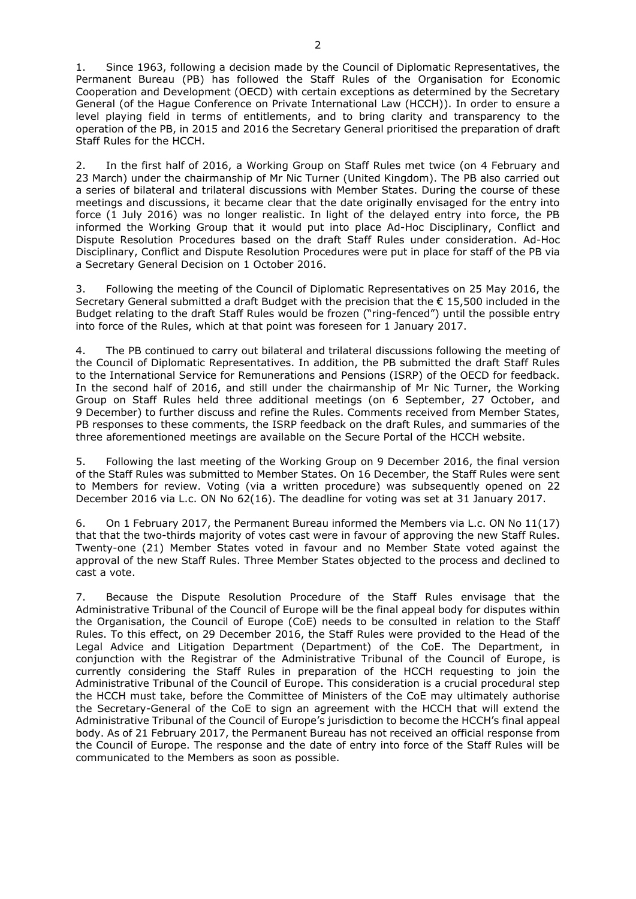1. Since 1963, following a decision made by the Council of Diplomatic Representatives, the Permanent Bureau (PB) has followed the Staff Rules of the Organisation for Economic Cooperation and Development (OECD) with certain exceptions as determined by the Secretary General (of the Hague Conference on Private International Law (HCCH)). In order to ensure a level playing field in terms of entitlements, and to bring clarity and transparency to the operation of the PB, in 2015 and 2016 the Secretary General prioritised the preparation of draft Staff Rules for the HCCH.

2. In the first half of 2016, a Working Group on Staff Rules met twice (on 4 February and 23 March) under the chairmanship of Mr Nic Turner (United Kingdom). The PB also carried out a series of bilateral and trilateral discussions with Member States. During the course of these meetings and discussions, it became clear that the date originally envisaged for the entry into force (1 July 2016) was no longer realistic. In light of the delayed entry into force, the PB informed the Working Group that it would put into place Ad-Hoc Disciplinary, Conflict and Dispute Resolution Procedures based on the draft Staff Rules under consideration. Ad-Hoc Disciplinary, Conflict and Dispute Resolution Procedures were put in place for staff of the PB via a Secretary General Decision on 1 October 2016.

3. Following the meeting of the Council of Diplomatic Representatives on 25 May 2016, the Secretary General submitted a draft Budget with the precision that the € 15,500 included in the Budget relating to the draft Staff Rules would be frozen ("ring-fenced") until the possible entry into force of the Rules, which at that point was foreseen for 1 January 2017.

4. The PB continued to carry out bilateral and trilateral discussions following the meeting of the Council of Diplomatic Representatives. In addition, the PB submitted the draft Staff Rules to the International Service for Remunerations and Pensions (ISRP) of the OECD for feedback. In the second half of 2016, and still under the chairmanship of Mr Nic Turner, the Working Group on Staff Rules held three additional meetings (on 6 September, 27 October, and 9 December) to further discuss and refine the Rules. Comments received from Member States, PB responses to these comments, the ISRP feedback on the draft Rules, and summaries of the three aforementioned meetings are available on the Secure Portal of the HCCH website.

5. Following the last meeting of the Working Group on 9 December 2016, the final version of the Staff Rules was submitted to Member States. On 16 December, the Staff Rules were sent to Members for review. Voting (via a written procedure) was subsequently opened on 22 December 2016 via L.c. ON No 62(16). The deadline for voting was set at 31 January 2017.

6. On 1 February 2017, the Permanent Bureau informed the Members via L.c. ON No 11(17) that that the two-thirds majority of votes cast were in favour of approving the new Staff Rules. Twenty-one (21) Member States voted in favour and no Member State voted against the approval of the new Staff Rules. Three Member States objected to the process and declined to cast a vote.

7. Because the Dispute Resolution Procedure of the Staff Rules envisage that the Administrative Tribunal of the Council of Europe will be the final appeal body for disputes within the Organisation, the Council of Europe (CoE) needs to be consulted in relation to the Staff Rules. To this effect, on 29 December 2016, the Staff Rules were provided to the Head of the Legal Advice and Litigation Department (Department) of the CoE. The Department, in conjunction with the Registrar of the Administrative Tribunal of the Council of Europe, is currently considering the Staff Rules in preparation of the HCCH requesting to join the Administrative Tribunal of the Council of Europe. This consideration is a crucial procedural step the HCCH must take, before the Committee of Ministers of the CoE may ultimately authorise the Secretary-General of the CoE to sign an agreement with the HCCH that will extend the Administrative Tribunal of the Council of Europe's jurisdiction to become the HCCH's final appeal body. As of 21 February 2017, the Permanent Bureau has not received an official response from the Council of Europe. The response and the date of entry into force of the Staff Rules will be communicated to the Members as soon as possible.